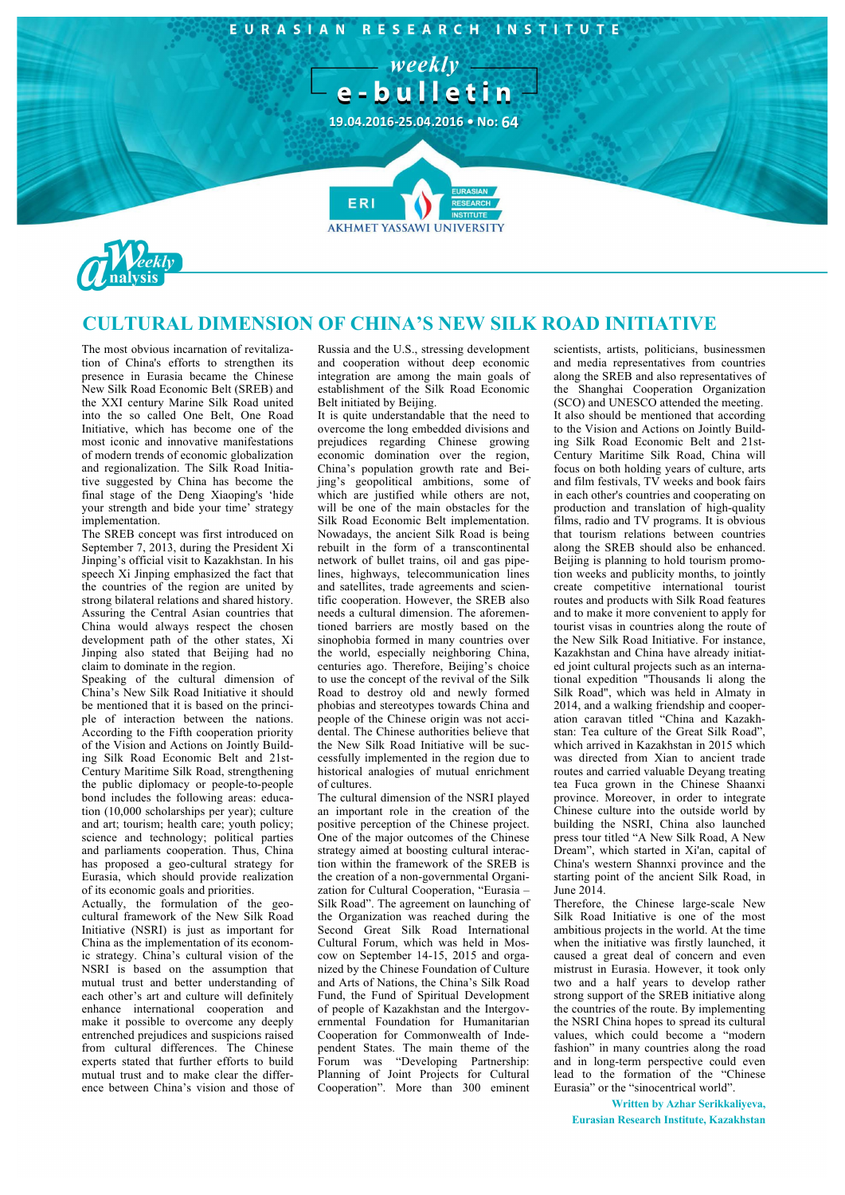EURASIAN RESEARCH INSTITUTE

weekly

# e-bulletin

19.04.2016-25.04.2016 • No: 64

ERI EURASIAN RESEARCH INSTITUTE

AKHMET YASSAWI UNIVERSITY

Weekly Analysis

## CULTURAL DIMENSION OF CHINA'S NEW SILK ROAD INITIATIVE

The most obvious incarnation of revitalization of China's efforts to strengthen its presence in Eurasia became the Chinese New Silk Road Economic Belt (SREB) and the XXI century Marine Silk Road united into the so called One Belt, One Road Initiative, which has become one of the most iconic and innovative manifestations of modern trends of economic globalization and regionalization. The Silk Road Initiative suggested by China has become the final stage of the Deng Xiaoping's 'hide your strength and bide your time' strategy implementation.

The SREB concept was first introduced on September 7, 2013, during the President Xi Jinping's official visit to Kazakhstan. In his speech Xi Jinping emphasized the fact that the countries of the region are united by strong bilateral relations and shared history. Assuring the Central Asian countries that China would always respect the chosen development path of the other states, Xi Jinping also stated that Beijing had no claim to dominate in the region.

Speaking of the cultural dimension of China's New Silk Road Initiative it should be mentioned that it is based on the principle of interaction between the nations. According to the Fifth cooperation priority of the Vision and Actions on Jointly Building Silk Road Economic Belt and 21st-Century Maritime Silk Road, strengthening the public diplomacy or people-to-people bond includes the following areas: education (10,000 scholarships per year); culture and art; tourism; health care; youth policy; science and technology; political parties and parliaments cooperation. Thus, China has proposed a geo-cultural strategy for Eurasia, which should provide realization of its economic goals and priorities.

Actually, the formulation of the geo-cultural framework of the New Silk Road Initiative (NSRI) is just as important for China as the implementation of its economic strategy. China's cultural vision of the NSRI is based on the assumption that mutual trust and better understanding of each other's art and culture will definitely enhance international cooperation and make it possible to overcome any deeply entrenched prejudices and suspicions raised from cultural differences. The Chinese experts stated that further efforts to build mutual trust and to make clear the difference between China's vision and those of Russia and the U.S., stressing development and cooperation without deep economic integration are among the main goals of establishment of the Silk Road Economic Belt initiated by Beijing.

It is quite understandable that the need to overcome the long embedded divisions and prejudices regarding Chinese growing economic domination over the region, China's population growth rate and Beijing's geopolitical ambitions, some of which are justified while others are not, will be one of the main obstacles for the Silk Road Economic Belt implementation. Nowadays, the ancient Silk Road is being rebuilt in the form of a transcontinental network of bullet trains, oil and gas pipelines, highways, telecommunication lines and satellites, trade agreements and scientific cooperation. However, the SREB also needs a cultural dimension. The aforementioned barriers are mostly based on the sinophobia formed in many countries over the world, especially neighboring China, centuries ago. Therefore, Beijing's choice to use the concept of the revival of the Silk Road to destroy old and newly formed phobias and stereotypes towards China and people of the Chinese origin was not accidental. The Chinese authorities believe that the New Silk Road Initiative will be successfully implemented in the region due to historical analogies of mutual enrichment of cultures.

The cultural dimension of the NSRI played an important role in the creation of the positive perception of the Chinese project. One of the major outcomes of the Chinese strategy aimed at boosting cultural interaction within the framework of the SREB is the creation of a non-governmental Organization for Cultural Cooperation, "Eurasia – Silk Road". The agreement on launching of the Organization was reached during the Second Great Silk Road International Cultural Forum, which was held in Moscow on September 14-15, 2015 and organized by the Chinese Foundation of Culture and Arts of Nations, the China's Silk Road Fund, the Fund of Spiritual Development of people of Kazakhstan and the Intergovernmental Foundation for Humanitarian Cooperation for Commonwealth of Independent States. The main theme of the Forum was "Developing Partnership: Planning of Joint Projects for Cultural Cooperation". More than 300 eminent scientists, artists, politicians, businessmen and media representatives from countries along the SREB and also representatives of the Shanghai Cooperation Organization (SCO) and UNESCO attended the meeting.

It also should be mentioned that according to the Vision and Actions on Jointly Building Silk Road Economic Belt and 21st-Century Maritime Silk Road, China will focus on both holding years of culture, arts and film festivals, TV weeks and book fairs in each other's countries and cooperating on production and translation of high-quality films, radio and TV programs. It is obvious that tourism relations between countries along the SREB should also be enhanced. Beijing is planning to hold tourism promotion weeks and publicity months, to jointly create competitive international tourist routes and products with Silk Road features and to make it more convenient to apply for tourist visas in countries along the route of the New Silk Road Initiative. For instance, Kazakhstan and China have already initiated joint cultural projects such as an international expedition "Thousands li along the Silk Road", which was held in Almaty in 2014, and a walking friendship and cooperation caravan titled "China and Kazakhstan: Tea culture of the Great Silk Road", which arrived in Kazakhstan in 2015 which was directed from Xian to ancient trade routes and carried valuable Deyang treating tea Fuca grown in the Chinese Shaanxi province. Moreover, in order to integrate Chinese culture into the outside world by building the NSRI, China also launched press tour titled "A New Silk Road, A New Dream", which started in Xi'an, capital of China's western Shannxi province and the starting point of the ancient Silk Road, in June 2014.

Therefore, the Chinese large-scale New Silk Road Initiative is one of the most ambitious projects in the world. At the time when the initiative was firstly launched, it caused a great deal of concern and even mistrust in Eurasia. However, it took only two and a half years to develop rather strong support of the SREB initiative along the countries of the route. By implementing the NSRI China hopes to spread its cultural values, which could become a "modern fashion" in many countries along the road and in long-term perspective could even lead to the formation of the "Chinese Eurasia" or the "sinocentrical world".

**Written by Azhar Serikkaliyeva,**
**Eurasian Research Institute, Kazakhstan**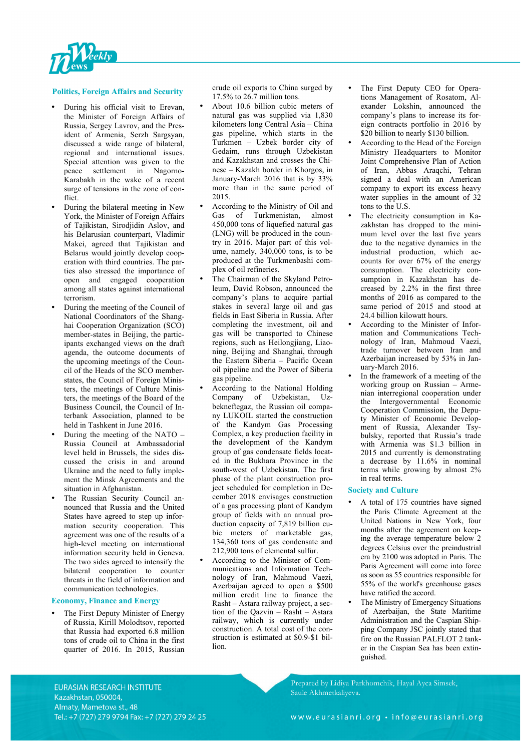## Politics, Foreign Affairs and Security

- During his official visit to Erevan, the Minister of Foreign Affairs of Russia, Sergey Lavrov, and the President of Armenia, Serzh Sargsyan, discussed a wide range of bilateral, regional and international issues. Special attention was given to the peace settlement in Nagorno-Karabakh in the wake of a recent surge of tensions in the zone of conflict.
- During the bilateral meeting in New York, the Minister of Foreign Affairs of Tajikistan, Sirodjidin Aslov, and his Belarusian counterpart, Vladimir Makei, agreed that Tajikistan and Belarus would jointly develop cooperation with third countries. The parties also stressed the importance of open and engaged cooperation among all states against international terrorism.
- During the meeting of the Council of National Coordinators of the Shanghai Cooperation Organization (SCO) member-states in Beijing, the participants exchanged views on the draft agenda, the outcome documents of the upcoming meetings of the Council of the Heads of the SCO member-states, the Council of Foreign Ministers, the meetings of Culture Ministers, the meetings of the Board of the Business Council, the Council of Interbank Association, planned to be held in Tashkent in June 2016.
- During the meeting of the NATO – Russia Council at Ambassadorial level held in Brussels, the sides discussed the crisis in and around Ukraine and the need to fully implement the Minsk Agreements and the situation in Afghanistan.
- The Russian Security Council announced that Russia and the United States have agreed to step up information security cooperation. This agreement was one of the results of a high-level meeting on international information security held in Geneva. The two sides agreed to intensify the bilateral cooperation to counter threats in the field of information and communication technologies.

## Economy, Finance and Energy

- The First Deputy Minister of Energy of Russia, Kirill Molodtsov, reported that Russia had exported 6.8 million tons of crude oil to China in the first quarter of 2016. In 2015, Russian crude oil exports to China surged by 17.5% to 26.7 million tons.
- About 10.6 billion cubic meters of natural gas was supplied via 1,830 kilometers long Central Asia – China gas pipeline, which starts in the Turkmen – Uzbek border city of Gedaim, runs through Uzbekistan and Kazakhstan and crosses the Chinese – Kazakh border in Khorgos, in January-March 2016 that is by 33% more than in the same period of 2015.
- According to the Ministry of Oil and Gas of Turkmenistan, almost 450,000 tons of liquefied natural gas (LNG) will be produced in the country in 2016. Major part of this volume, namely, 340,000 tons, is to be produced at the Turkmenbashi complex of oil refineries.
- The Chairman of the Skyland Petroleum, David Robson, announced the company's plans to acquire partial stakes in several large oil and gas fields in East Siberia in Russia. After completing the investment, oil and gas will be transported to Chinese regions, such as Heilongjiang, Liaoning, Beijing and Shanghai, through the Eastern Siberia – Pacific Ocean oil pipeline and the Power of Siberia gas pipeline.
- According to the National Holding Company of Uzbekistan, Uzbekneftegaz, the Russian oil company LUKOIL started the construction of the Kandym Gas Processing Complex, a key production facility in the development of the Kandym group of gas condensate fields located in the Bukhara Province in the south-west of Uzbekistan. The first phase of the plant construction project scheduled for completion in December 2018 envisages construction of a gas processing plant of Kandym group of fields with an annual production capacity of 7,819 billion cubic meters of marketable gas, 134,360 tons of gas condensate and 212,900 tons of elemental sulfur.
- According to the Minister of Communications and Information Technology of Iran, Mahmoud Vaezi, Azerbaijan agreed to open a $500 million credit line to finance the Rasht – Astara railway project, a section of the Qazvin – Rasht – Astara railway, which is currently under construction. A total cost of the construction is estimated at $0.9-$1 billion.
- The First Deputy CEO for Operations Management of Rosatom, Alexander Lokshin, announced the company's plans to increase its foreign contracts portfolio in 2016 by $20 billion to nearly $130 billion.
- According to the Head of the Foreign Ministry Headquarters to Monitor Joint Comprehensive Plan of Action of Iran, Abbas Araqchi, Tehran signed a deal with an American company to export its excess heavy water supplies in the amount of 32 tons to the U.S.
- The electricity consumption in Kazakhstan has dropped to the minimum level over the last five years due to the negative dynamics in the industrial production, which accounts for over 67% of the energy consumption. The electricity consumption in Kazakhstan has decreased by 2.2% in the first three months of 2016 as compared to the same period of 2015 and stood at 24.4 billion kilowatt hours.
- According to the Minister of Information and Communications Technology of Iran, Mahmoud Vaezi, trade turnover between Iran and Azerbaijan increased by 53% in January-March 2016.
- In the framework of a meeting of the working group on Russian – Armenian interregional cooperation under the Intergovernmental Economic Cooperation Commission, the Deputy Minister of Economic Development of Russia, Alexander Tsybulsky, reported that Russia's trade with Armenia was $1.3 billion in 2015 and currently is demonstrating a decrease by 11.6% in nominal terms while growing by almost 2% in real terms.

## Society and Culture

- A total of 175 countries have signed the Paris Climate Agreement at the United Nations in New York, four months after the agreement on keeping the average temperature below 2 degrees Celsius over the preindustrial era by 2100 was adopted in Paris. The Paris Agreement will come into force as soon as 55 countries responsible for 55% of the world's greenhouse gases have ratified the accord.
- The Ministry of Emergency Situations of Azerbaijan, the State Maritime Administration and the Caspian Shipping Company JSC jointly stated that fire on the Russian PALFLOT 2 tanker in the Caspian Sea has been extinguished.

EURASIAN RESEARCH INSTITUTE
Kazakhstan, 050004,
Almaty, Mametova st., 48
Tel.: +7 (727) 279 9794 Fax: +7 (727) 279 24 25

Prepared by Lidiya Parkhomchik, Hayal Ayca Simsek, Saule Akhmetkaliyeva.

www.eurasianri.org • info@eurasianri.org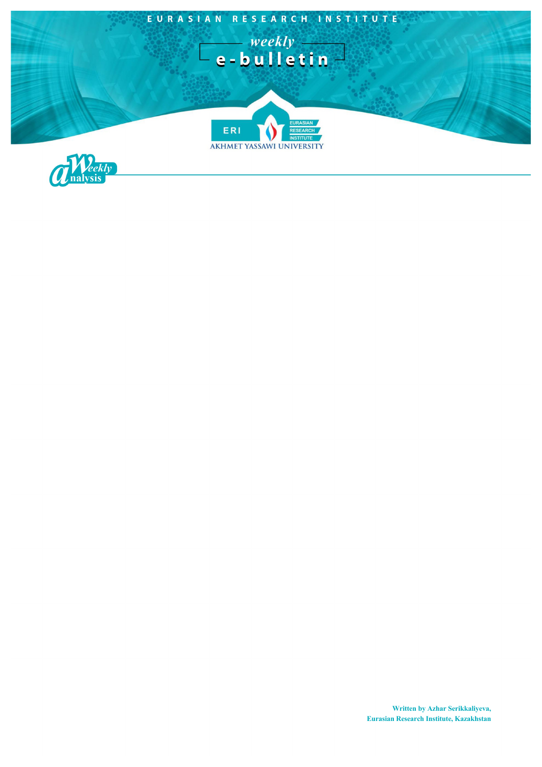Written by Azhar Serikkaliyeva,
Eurasian Research Institute, Kazakhstan